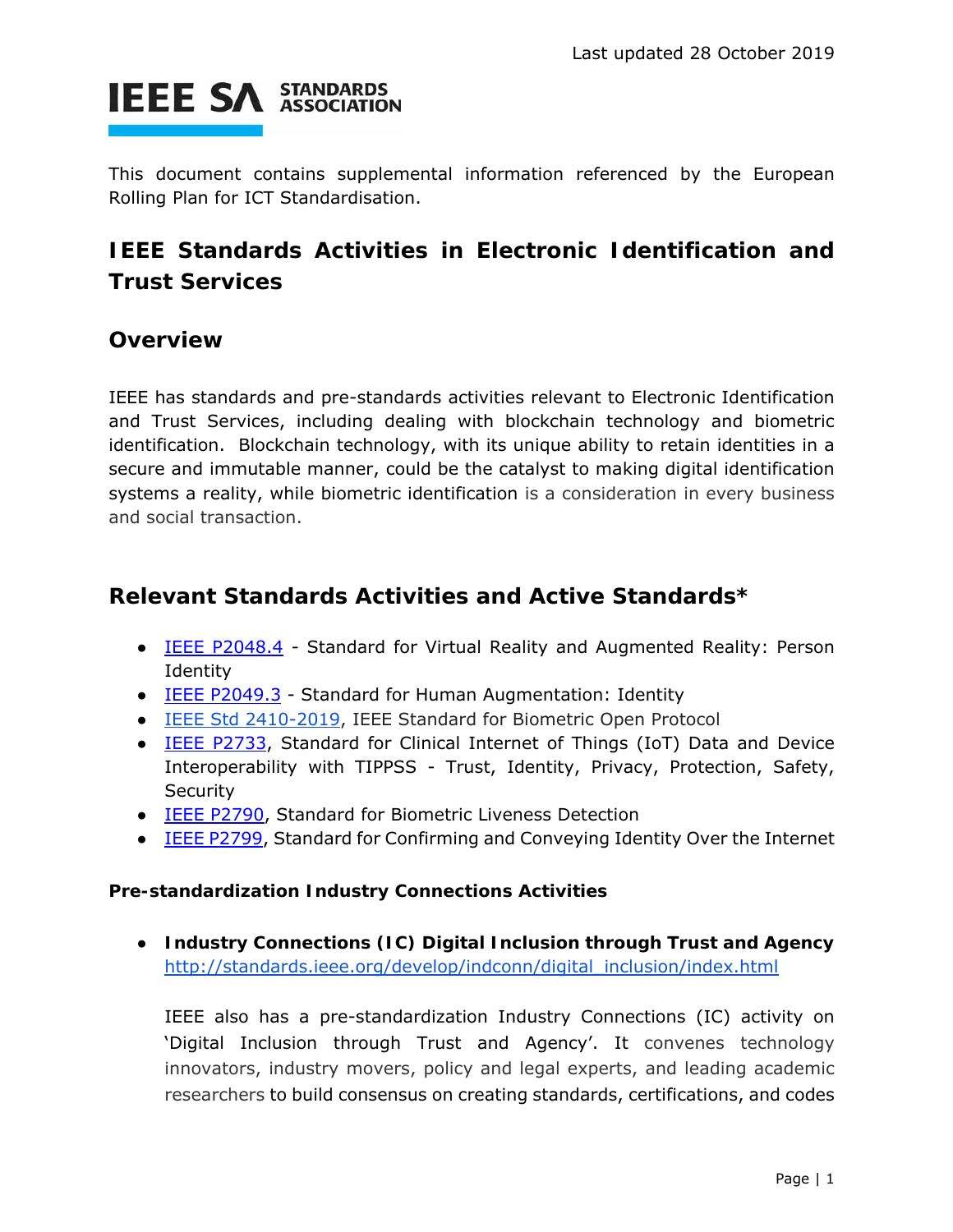Last updated 28 October 2019

IEEE SA STANDARDS ASSOCIATION

This document contains supplemental information referenced by the European Rolling Plan for ICT Standardisation.

# IEEE Standards Activities in Electronic Identification and Trust Services

## Overview

IEEE has standards and pre-standards activities relevant to Electronic Identification and Trust Services, including dealing with blockchain technology and biometric identification. Blockchain technology, with its unique ability to retain identities in a secure and immutable manner, could be the catalyst to making digital identification systems a reality, while biometric identification is a consideration in every business and social transaction.

## Relevant Standards Activities and Active Standards*

- IEEE P2048.4 - Standard for Virtual Reality and Augmented Reality: Person Identity
- IEEE P2049.3 - Standard for Human Augmentation: Identity
- IEEE Std 2410-2019, IEEE Standard for Biometric Open Protocol
- IEEE P2733, Standard for Clinical Internet of Things (IoT) Data and Device Interoperability with TIPPSS - Trust, Identity, Privacy, Protection, Safety, Security
- IEEE P2790, Standard for Biometric Liveness Detection
- IEEE P2799, Standard for Confirming and Conveying Identity Over the Internet

### Pre-standardization Industry Connections Activities

- **Industry Connections (IC) Digital Inclusion through Trust and Agency** http://standards.ieee.org/develop/indconn/digital_inclusion/index.html

  IEEE also has a pre-standardization Industry Connections (IC) activity on 'Digital Inclusion through Trust and Agency'. It convenes technology innovators, industry movers, policy and legal experts, and leading academic researchers to build consensus on creating standards, certifications, and codes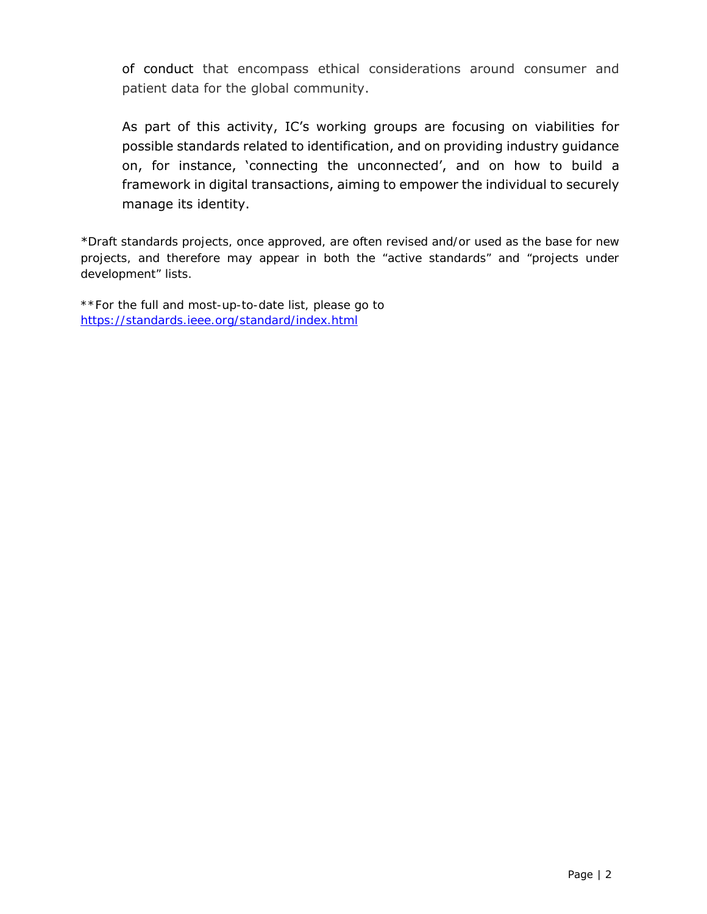of conduct that encompass ethical considerations around consumer and patient data for the global community.

As part of this activity, IC's working groups are focusing on viabilities for possible standards related to identification, and on providing industry guidance on, for instance, 'connecting the unconnected', and on how to build a framework in digital transactions, aiming to empower the individual to securely manage its identity.

*Draft standards projects, once approved, are often revised and/or used as the base for new projects, and therefore may appear in both the "active standards" and "projects under development" lists.

**For the full and most-up-to-date list, please go to [https://standards.ieee.org/standard/index.html](https://standards.ieee.org/standard/index.html)